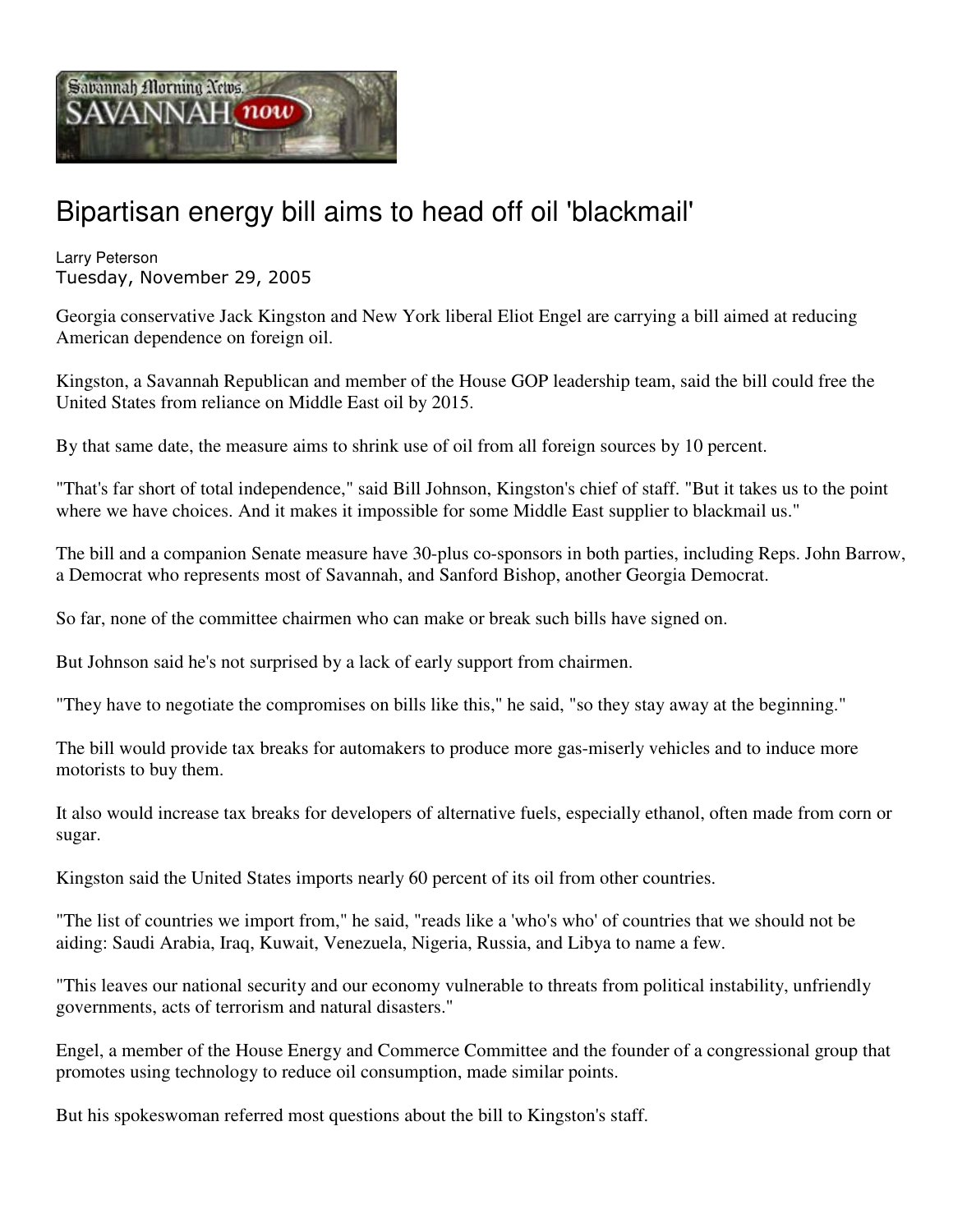# Bipartisan energy bill aims to head off oil 'blackmail'

Larry Peterson
Tuesday, November 29, 2005

Georgia conservative Jack Kingston and New York liberal Eliot Engel are carrying a bill aimed at reducing American dependence on foreign oil.

Kingston, a Savannah Republican and member of the House GOP leadership team, said the bill could free the United States from reliance on Middle East oil by 2015.

By that same date, the measure aims to shrink use of oil from all foreign sources by 10 percent.

"That's far short of total independence," said Bill Johnson, Kingston's chief of staff. "But it takes us to the point where we have choices. And it makes it impossible for some Middle East supplier to blackmail us."

The bill and a companion Senate measure have 30-plus co-sponsors in both parties, including Reps. John Barrow, a Democrat who represents most of Savannah, and Sanford Bishop, another Georgia Democrat.

So far, none of the committee chairmen who can make or break such bills have signed on.

But Johnson said he's not surprised by a lack of early support from chairmen.

"They have to negotiate the compromises on bills like this," he said, "so they stay away at the beginning."

The bill would provide tax breaks for automakers to produce more gas-miserly vehicles and to induce more motorists to buy them.

It also would increase tax breaks for developers of alternative fuels, especially ethanol, often made from corn or sugar.

Kingston said the United States imports nearly 60 percent of its oil from other countries.

"The list of countries we import from," he said, "reads like a 'who's who' of countries that we should not be aiding: Saudi Arabia, Iraq, Kuwait, Venezuela, Nigeria, Russia, and Libya to name a few.

"This leaves our national security and our economy vulnerable to threats from political instability, unfriendly governments, acts of terrorism and natural disasters."

Engel, a member of the House Energy and Commerce Committee and the founder of a congressional group that promotes using technology to reduce oil consumption, made similar points.

But his spokeswoman referred most questions about the bill to Kingston's staff.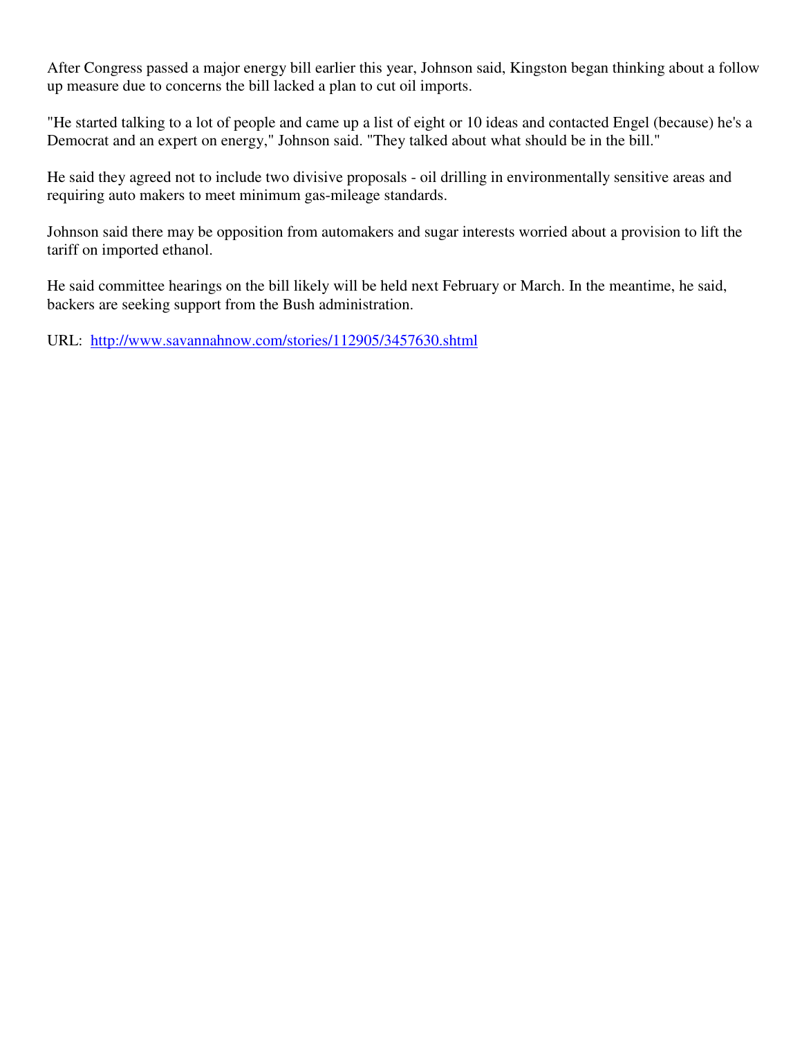After Congress passed a major energy bill earlier this year, Johnson said, Kingston began thinking about a follow up measure due to concerns the bill lacked a plan to cut oil imports.

"He started talking to a lot of people and came up a list of eight or 10 ideas and contacted Engel (because) he's a Democrat and an expert on energy," Johnson said. "They talked about what should be in the bill."

He said they agreed not to include two divisive proposals - oil drilling in environmentally sensitive areas and requiring auto makers to meet minimum gas-mileage standards.

Johnson said there may be opposition from automakers and sugar interests worried about a provision to lift the tariff on imported ethanol.

He said committee hearings on the bill likely will be held next February or March. In the meantime, he said, backers are seeking support from the Bush administration.

URL: http://www.savannahnow.com/stories/112905/3457630.shtml